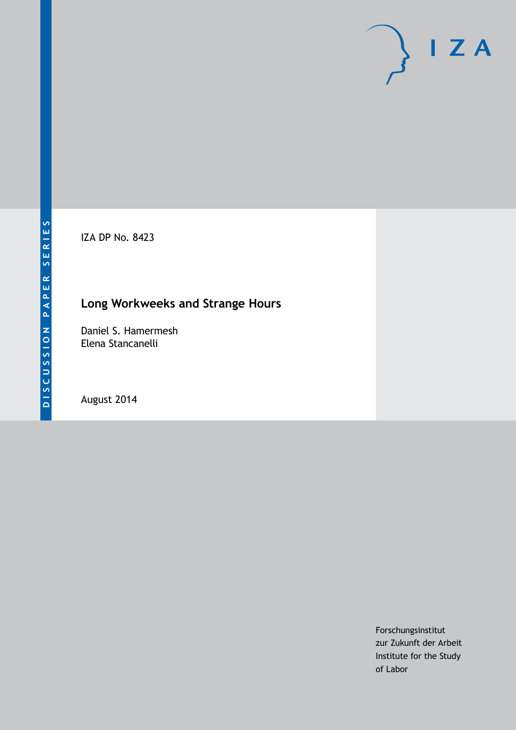DISCUSSION PAPER SERIES

IZA

IZA DP No. 8423

# Long Workweeks and Strange Hours

Daniel S. Hamermesh
Elena Stancanelli

August 2014

Forschungsinstitut
zur Zukunft der Arbeit
Institute for the Study
of Labor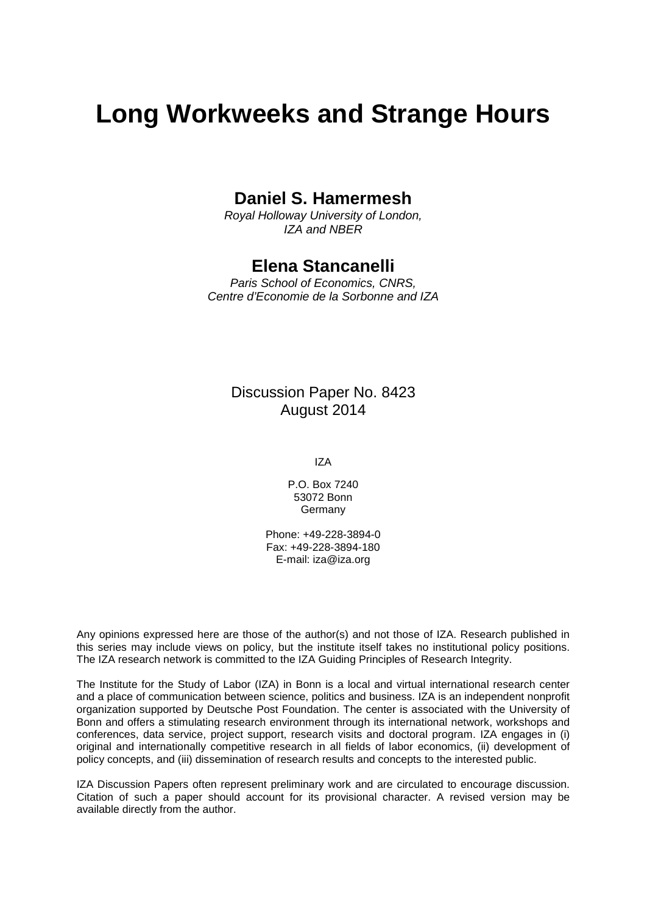# Long Workweeks and Strange Hours

**Daniel S. Hamermesh**

*Royal Holloway University of London, IZA and NBER*

**Elena Stancanelli**

*Paris School of Economics, CNRS, Centre d'Economie de la Sorbonne and IZA*

Discussion Paper No. 8423
August 2014

IZA

P.O. Box 7240
53072 Bonn
Germany

Phone: +49-228-3894-0
Fax: +49-228-3894-180
E-mail: iza@iza.org

Any opinions expressed here are those of the author(s) and not those of IZA. Research published in this series may include views on policy, but the institute itself takes no institutional policy positions. The IZA research network is committed to the IZA Guiding Principles of Research Integrity.

The Institute for the Study of Labor (IZA) in Bonn is a local and virtual international research center and a place of communication between science, politics and business. IZA is an independent nonprofit organization supported by Deutsche Post Foundation. The center is associated with the University of Bonn and offers a stimulating research environment through its international network, workshops and conferences, data service, project support, research visits and doctoral program. IZA engages in (i) original and internationally competitive research in all fields of labor economics, (ii) development of policy concepts, and (iii) dissemination of research results and concepts to the interested public.

IZA Discussion Papers often represent preliminary work and are circulated to encourage discussion. Citation of such a paper should account for its provisional character. A revised version may be available directly from the author.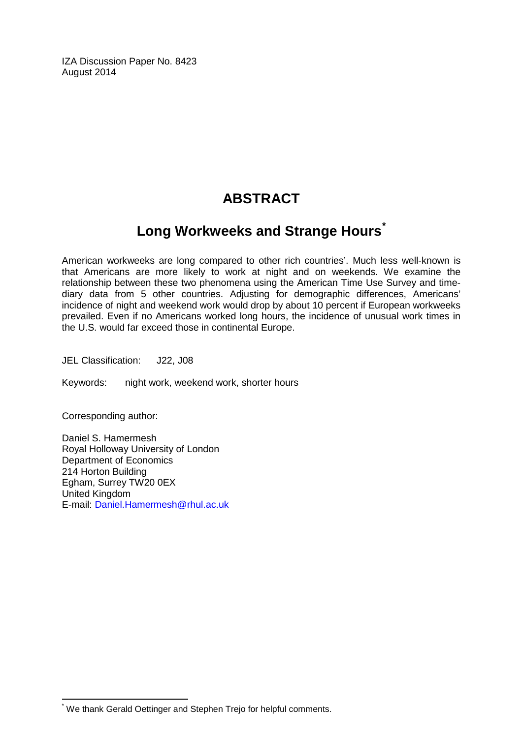IZA Discussion Paper No. 8423
August 2014

# ABSTRACT

## Long Workweeks and Strange Hours*

American workweeks are long compared to other rich countries'. Much less well-known is that Americans are more likely to work at night and on weekends. We examine the relationship between these two phenomena using the American Time Use Survey and time-diary data from 5 other countries. Adjusting for demographic differences, Americans' incidence of night and weekend work would drop by about 10 percent if European workweeks prevailed. Even if no Americans worked long hours, the incidence of unusual work times in the U.S. would far exceed those in continental Europe.

JEL Classification: J22, J08

Keywords: night work, weekend work, shorter hours

Corresponding author:

Daniel S. Hamermesh
Royal Holloway University of London
Department of Economics
214 Horton Building
Egham, Surrey TW20 0EX
United Kingdom
E-mail: Daniel.Hamermesh@rhul.ac.uk

* We thank Gerald Oettinger and Stephen Trejo for helpful comments.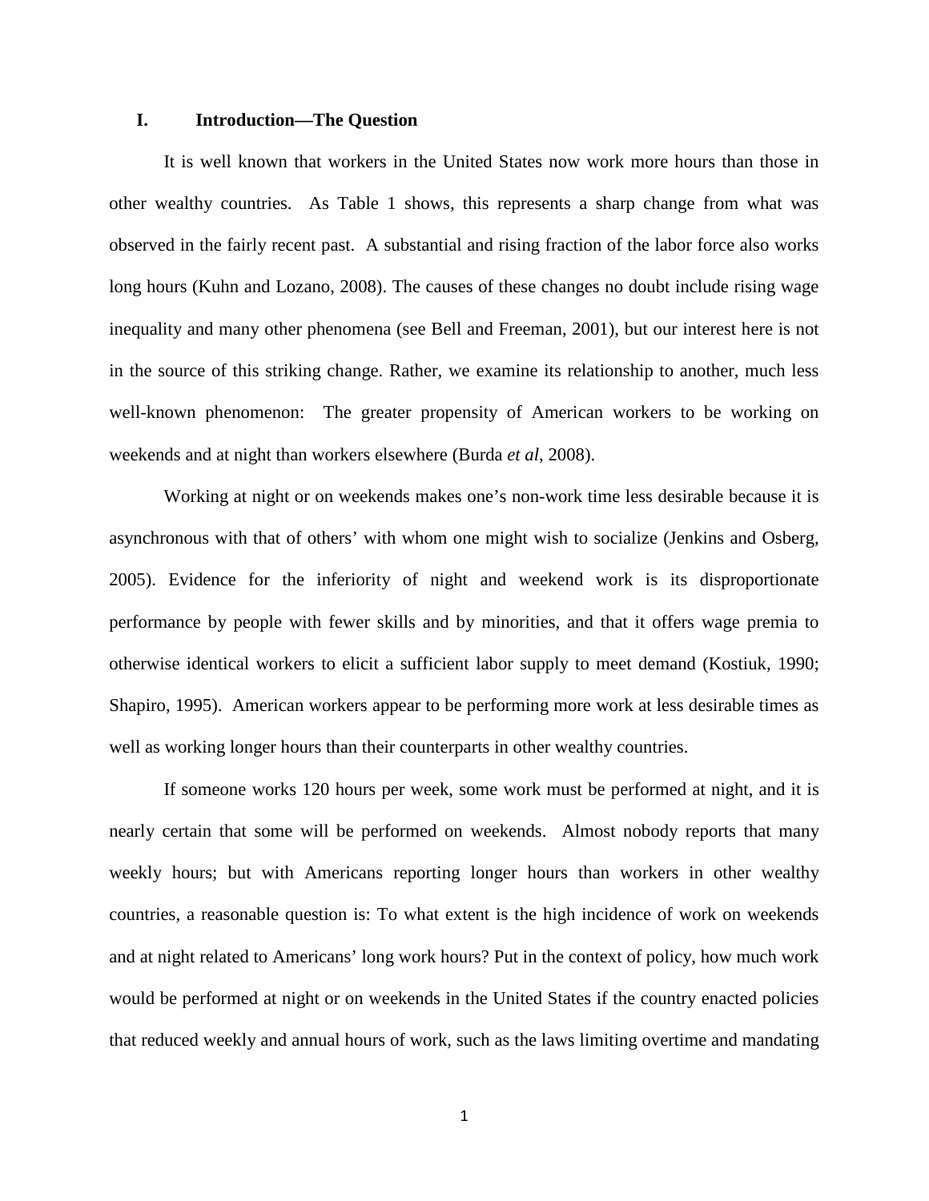## I. Introduction—The Question

It is well known that workers in the United States now work more hours than those in other wealthy countries. As Table 1 shows, this represents a sharp change from what was observed in the fairly recent past. A substantial and rising fraction of the labor force also works long hours (Kuhn and Lozano, 2008). The causes of these changes no doubt include rising wage inequality and many other phenomena (see Bell and Freeman, 2001), but our interest here is not in the source of this striking change. Rather, we examine its relationship to another, much less well-known phenomenon: The greater propensity of American workers to be working on weekends and at night than workers elsewhere (Burda *et al*, 2008).

Working at night or on weekends makes one's non-work time less desirable because it is asynchronous with that of others' with whom one might wish to socialize (Jenkins and Osberg, 2005). Evidence for the inferiority of night and weekend work is its disproportionate performance by people with fewer skills and by minorities, and that it offers wage premia to otherwise identical workers to elicit a sufficient labor supply to meet demand (Kostiuk, 1990; Shapiro, 1995). American workers appear to be performing more work at less desirable times as well as working longer hours than their counterparts in other wealthy countries.

If someone works 120 hours per week, some work must be performed at night, and it is nearly certain that some will be performed on weekends. Almost nobody reports that many weekly hours; but with Americans reporting longer hours than workers in other wealthy countries, a reasonable question is: To what extent is the high incidence of work on weekends and at night related to Americans' long work hours? Put in the context of policy, how much work would be performed at night or on weekends in the United States if the country enacted policies that reduced weekly and annual hours of work, such as the laws limiting overtime and mandating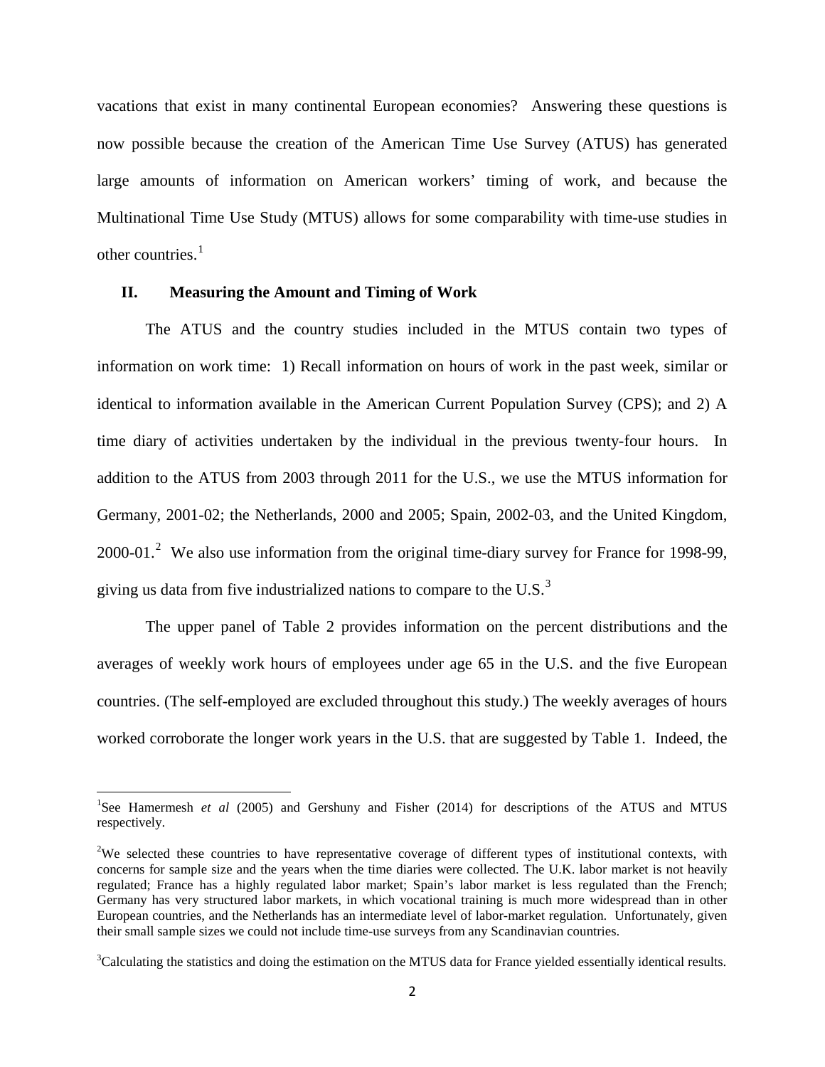vacations that exist in many continental European economies? Answering these questions is now possible because the creation of the American Time Use Survey (ATUS) has generated large amounts of information on American workers' timing of work, and because the Multinational Time Use Study (MTUS) allows for some comparability with time-use studies in other countries.[1]

## II. Measuring the Amount and Timing of Work

The ATUS and the country studies included in the MTUS contain two types of information on work time: 1) Recall information on hours of work in the past week, similar or identical to information available in the American Current Population Survey (CPS); and 2) A time diary of activities undertaken by the individual in the previous twenty-four hours. In addition to the ATUS from 2003 through 2011 for the U.S., we use the MTUS information for Germany, 2001-02; the Netherlands, 2000 and 2005; Spain, 2002-03, and the United Kingdom, 2000-01.[2] We also use information from the original time-diary survey for France for 1998-99, giving us data from five industrialized nations to compare to the U.S.[3]

The upper panel of Table 2 provides information on the percent distributions and the averages of weekly work hours of employees under age 65 in the U.S. and the five European countries. (The self-employed are excluded throughout this study.) The weekly averages of hours worked corroborate the longer work years in the U.S. that are suggested by Table 1. Indeed, the

---

[1]See Hamermesh *et al* (2005) and Gershuny and Fisher (2014) for descriptions of the ATUS and MTUS respectively.

[2]We selected these countries to have representative coverage of different types of institutional contexts, with concerns for sample size and the years when the time diaries were collected. The U.K. labor market is not heavily regulated; France has a highly regulated labor market; Spain's labor market is less regulated than the French; Germany has very structured labor markets, in which vocational training is much more widespread than in other European countries, and the Netherlands has an intermediate level of labor-market regulation. Unfortunately, given their small sample sizes we could not include time-use surveys from any Scandinavian countries.

[3]Calculating the statistics and doing the estimation on the MTUS data for France yielded essentially identical results.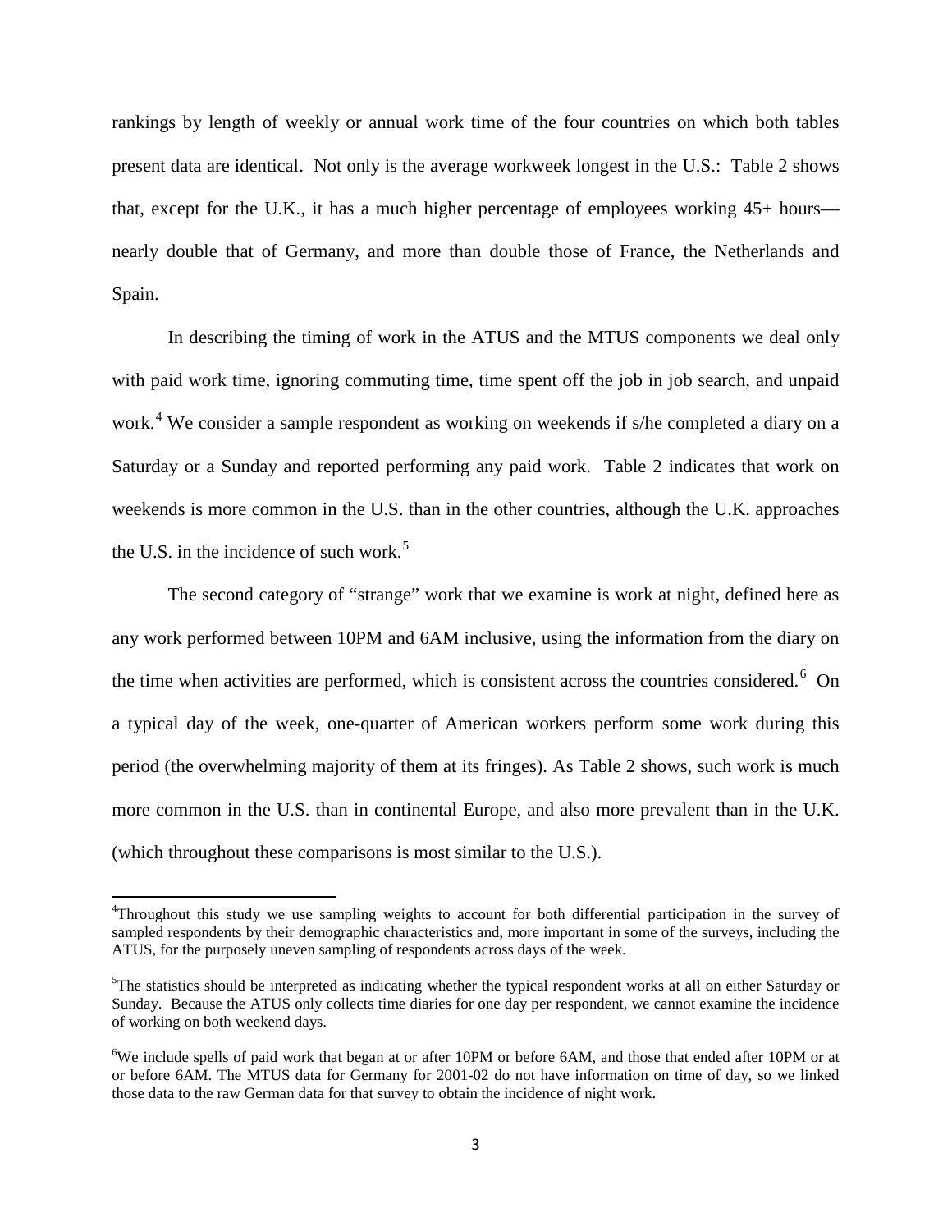rankings by length of weekly or annual work time of the four countries on which both tables present data are identical. Not only is the average workweek longest in the U.S.: Table 2 shows that, except for the U.K., it has a much higher percentage of employees working 45+ hours—nearly double that of Germany, and more than double those of France, the Netherlands and Spain.

In describing the timing of work in the ATUS and the MTUS components we deal only with paid work time, ignoring commuting time, time spent off the job in job search, and unpaid work.[4] We consider a sample respondent as working on weekends if s/he completed a diary on a Saturday or a Sunday and reported performing any paid work. Table 2 indicates that work on weekends is more common in the U.S. than in the other countries, although the U.K. approaches the U.S. in the incidence of such work.[5]

The second category of "strange" work that we examine is work at night, defined here as any work performed between 10PM and 6AM inclusive, using the information from the diary on the time when activities are performed, which is consistent across the countries considered.[6] On a typical day of the week, one-quarter of American workers perform some work during this period (the overwhelming majority of them at its fringes). As Table 2 shows, such work is much more common in the U.S. than in continental Europe, and also more prevalent than in the U.K. (which throughout these comparisons is most similar to the U.S.).

---

[4]Throughout this study we use sampling weights to account for both differential participation in the survey of sampled respondents by their demographic characteristics and, more important in some of the surveys, including the ATUS, for the purposely uneven sampling of respondents across days of the week.

[5]The statistics should be interpreted as indicating whether the typical respondent works at all on either Saturday or Sunday. Because the ATUS only collects time diaries for one day per respondent, we cannot examine the incidence of working on both weekend days.

[6]We include spells of paid work that began at or after 10PM or before 6AM, and those that ended after 10PM or at or before 6AM. The MTUS data for Germany for 2001-02 do not have information on time of day, so we linked those data to the raw German data for that survey to obtain the incidence of night work.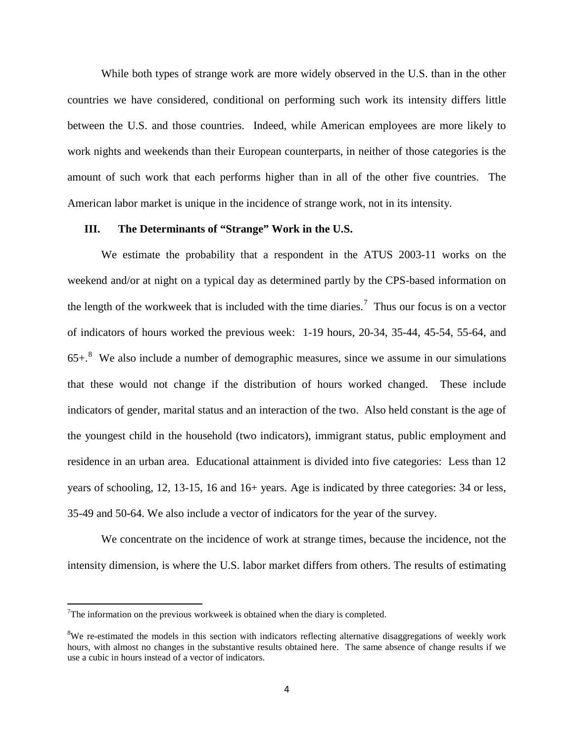While both types of strange work are more widely observed in the U.S. than in the other countries we have considered, conditional on performing such work its intensity differs little between the U.S. and those countries. Indeed, while American employees are more likely to work nights and weekends than their European counterparts, in neither of those categories is the amount of such work that each performs higher than in all of the other five countries. The American labor market is unique in the incidence of strange work, not in its intensity.

## III. The Determinants of "Strange" Work in the U.S.

We estimate the probability that a respondent in the ATUS 2003-11 works on the weekend and/or at night on a typical day as determined partly by the CPS-based information on the length of the workweek that is included with the time diaries.[7] Thus our focus is on a vector of indicators of hours worked the previous week: 1-19 hours, 20-34, 35-44, 45-54, 55-64, and 65+.[8] We also include a number of demographic measures, since we assume in our simulations that these would not change if the distribution of hours worked changed. These include indicators of gender, marital status and an interaction of the two. Also held constant is the age of the youngest child in the household (two indicators), immigrant status, public employment and residence in an urban area. Educational attainment is divided into five categories: Less than 12 years of schooling, 12, 13-15, 16 and 16+ years. Age is indicated by three categories: 34 or less, 35-49 and 50-64. We also include a vector of indicators for the year of the survey.

We concentrate on the incidence of work at strange times, because the incidence, not the intensity dimension, is where the U.S. labor market differs from others. The results of estimating

---

[7] The information on the previous workweek is obtained when the diary is completed.

[8] We re-estimated the models in this section with indicators reflecting alternative disaggregations of weekly work hours, with almost no changes in the substantive results obtained here. The same absence of change results if we use a cubic in hours instead of a vector of indicators.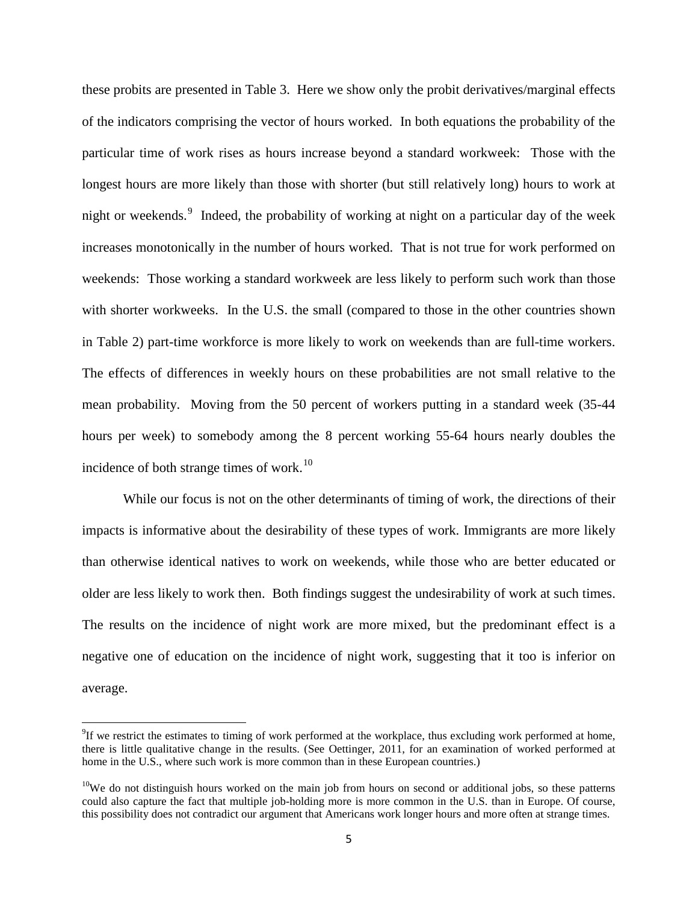these probits are presented in Table 3. Here we show only the probit derivatives/marginal effects of the indicators comprising the vector of hours worked. In both equations the probability of the particular time of work rises as hours increase beyond a standard workweek: Those with the longest hours are more likely than those with shorter (but still relatively long) hours to work at night or weekends.[9] Indeed, the probability of working at night on a particular day of the week increases monotonically in the number of hours worked. That is not true for work performed on weekends: Those working a standard workweek are less likely to perform such work than those with shorter workweeks. In the U.S. the small (compared to those in the other countries shown in Table 2) part-time workforce is more likely to work on weekends than are full-time workers. The effects of differences in weekly hours on these probabilities are not small relative to the mean probability. Moving from the 50 percent of workers putting in a standard week (35-44 hours per week) to somebody among the 8 percent working 55-64 hours nearly doubles the incidence of both strange times of work.[10]

While our focus is not on the other determinants of timing of work, the directions of their impacts is informative about the desirability of these types of work. Immigrants are more likely than otherwise identical natives to work on weekends, while those who are better educated or older are less likely to work then. Both findings suggest the undesirability of work at such times. The results on the incidence of night work are more mixed, but the predominant effect is a negative one of education on the incidence of night work, suggesting that it too is inferior on average.

[9]If we restrict the estimates to timing of work performed at the workplace, thus excluding work performed at home, there is little qualitative change in the results. (See Oettinger, 2011, for an examination of worked performed at home in the U.S., where such work is more common than in these European countries.)

[10]We do not distinguish hours worked on the main job from hours on second or additional jobs, so these patterns could also capture the fact that multiple job-holding more is more common in the U.S. than in Europe. Of course, this possibility does not contradict our argument that Americans work longer hours and more often at strange times.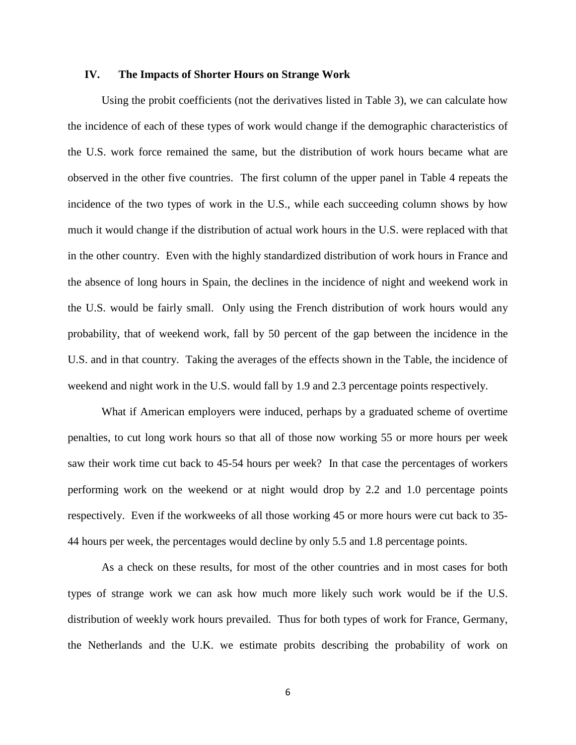## IV. The Impacts of Shorter Hours on Strange Work

Using the probit coefficients (not the derivatives listed in Table 3), we can calculate how the incidence of each of these types of work would change if the demographic characteristics of the U.S. work force remained the same, but the distribution of work hours became what are observed in the other five countries. The first column of the upper panel in Table 4 repeats the incidence of the two types of work in the U.S., while each succeeding column shows by how much it would change if the distribution of actual work hours in the U.S. were replaced with that in the other country. Even with the highly standardized distribution of work hours in France and the absence of long hours in Spain, the declines in the incidence of night and weekend work in the U.S. would be fairly small. Only using the French distribution of work hours would any probability, that of weekend work, fall by 50 percent of the gap between the incidence in the U.S. and in that country. Taking the averages of the effects shown in the Table, the incidence of weekend and night work in the U.S. would fall by 1.9 and 2.3 percentage points respectively.

What if American employers were induced, perhaps by a graduated scheme of overtime penalties, to cut long work hours so that all of those now working 55 or more hours per week saw their work time cut back to 45-54 hours per week? In that case the percentages of workers performing work on the weekend or at night would drop by 2.2 and 1.0 percentage points respectively. Even if the workweeks of all those working 45 or more hours were cut back to 35-44 hours per week, the percentages would decline by only 5.5 and 1.8 percentage points.

As a check on these results, for most of the other countries and in most cases for both types of strange work we can ask how much more likely such work would be if the U.S. distribution of weekly work hours prevailed. Thus for both types of work for France, Germany, the Netherlands and the U.K. we estimate probits describing the probability of work on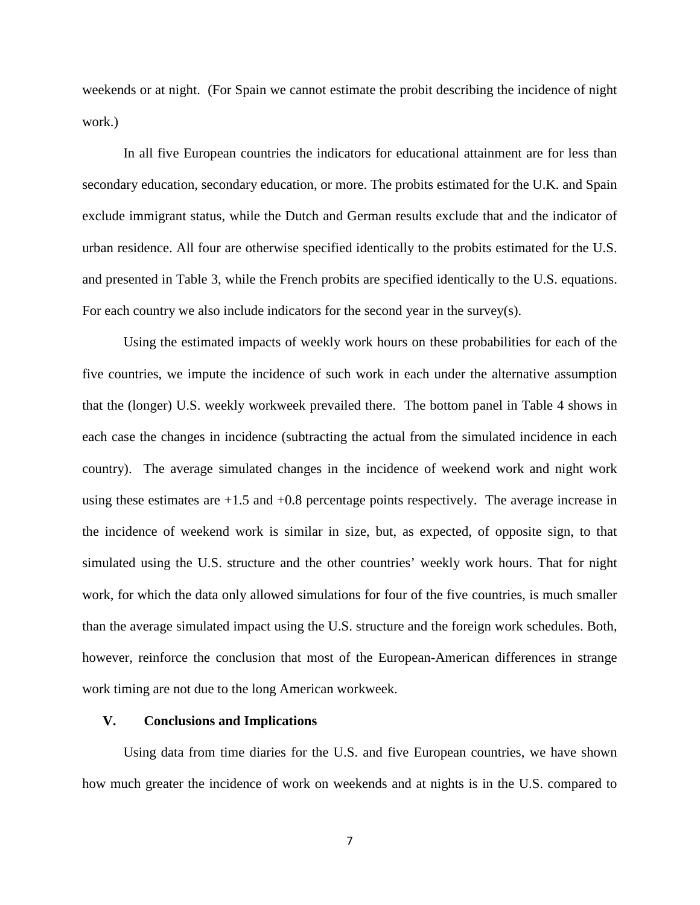weekends or at night. (For Spain we cannot estimate the probit describing the incidence of night work.)

In all five European countries the indicators for educational attainment are for less than secondary education, secondary education, or more. The probits estimated for the U.K. and Spain exclude immigrant status, while the Dutch and German results exclude that and the indicator of urban residence. All four are otherwise specified identically to the probits estimated for the U.S. and presented in Table 3, while the French probits are specified identically to the U.S. equations. For each country we also include indicators for the second year in the survey(s).

Using the estimated impacts of weekly work hours on these probabilities for each of the five countries, we impute the incidence of such work in each under the alternative assumption that the (longer) U.S. weekly workweek prevailed there. The bottom panel in Table 4 shows in each case the changes in incidence (subtracting the actual from the simulated incidence in each country). The average simulated changes in the incidence of weekend work and night work using these estimates are +1.5 and +0.8 percentage points respectively. The average increase in the incidence of weekend work is similar in size, but, as expected, of opposite sign, to that simulated using the U.S. structure and the other countries' weekly work hours. That for night work, for which the data only allowed simulations for four of the five countries, is much smaller than the average simulated impact using the U.S. structure and the foreign work schedules. Both, however, reinforce the conclusion that most of the European-American differences in strange work timing are not due to the long American workweek.

## V. Conclusions and Implications

Using data from time diaries for the U.S. and five European countries, we have shown how much greater the incidence of work on weekends and at nights is in the U.S. compared to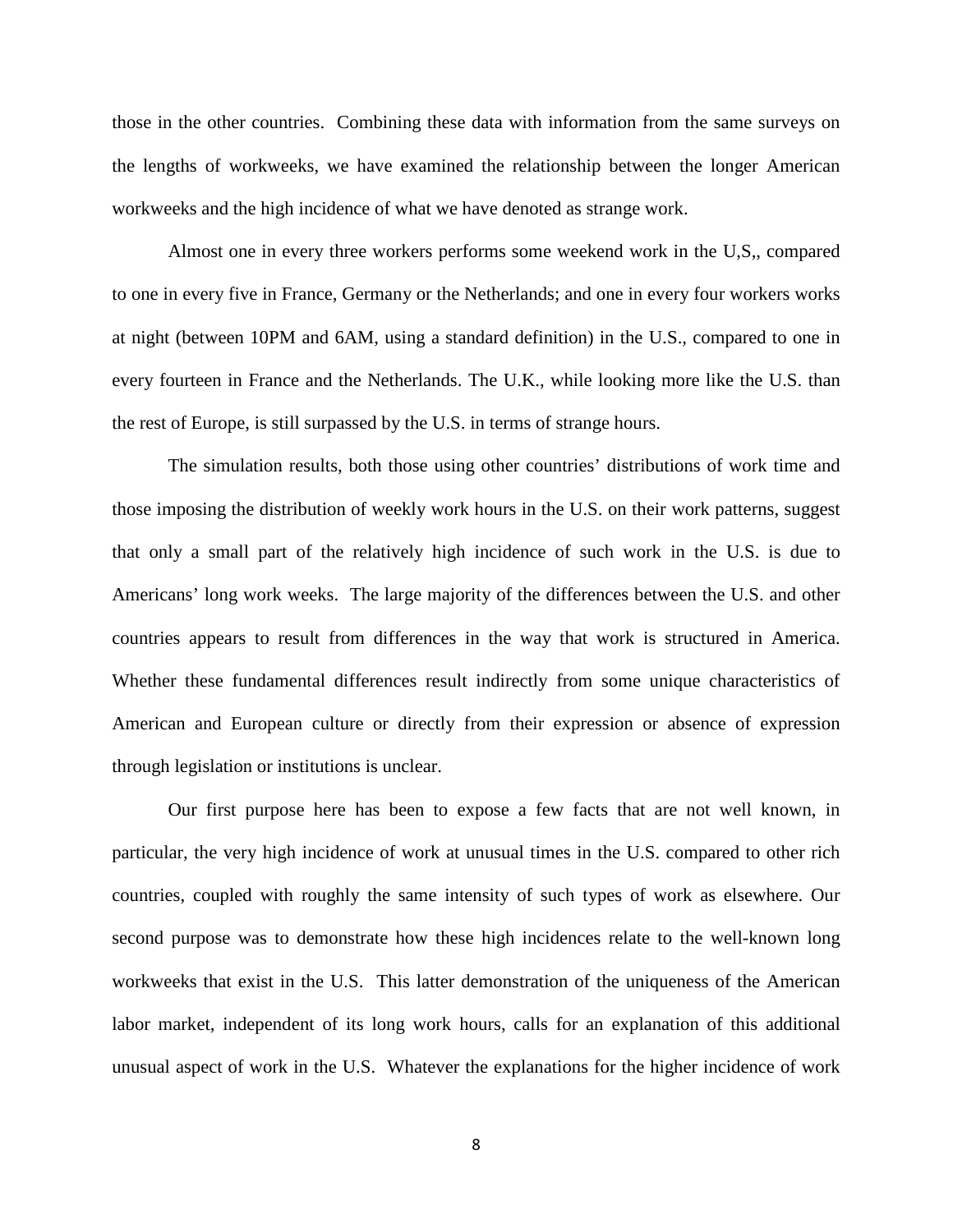those in the other countries. Combining these data with information from the same surveys on the lengths of workweeks, we have examined the relationship between the longer American workweeks and the high incidence of what we have denoted as strange work.

Almost one in every three workers performs some weekend work in the U,S,, compared to one in every five in France, Germany or the Netherlands; and one in every four workers works at night (between 10PM and 6AM, using a standard definition) in the U.S., compared to one in every fourteen in France and the Netherlands. The U.K., while looking more like the U.S. than the rest of Europe, is still surpassed by the U.S. in terms of strange hours.

The simulation results, both those using other countries' distributions of work time and those imposing the distribution of weekly work hours in the U.S. on their work patterns, suggest that only a small part of the relatively high incidence of such work in the U.S. is due to Americans' long work weeks. The large majority of the differences between the U.S. and other countries appears to result from differences in the way that work is structured in America. Whether these fundamental differences result indirectly from some unique characteristics of American and European culture or directly from their expression or absence of expression through legislation or institutions is unclear.

Our first purpose here has been to expose a few facts that are not well known, in particular, the very high incidence of work at unusual times in the U.S. compared to other rich countries, coupled with roughly the same intensity of such types of work as elsewhere. Our second purpose was to demonstrate how these high incidences relate to the well-known long workweeks that exist in the U.S. This latter demonstration of the uniqueness of the American labor market, independent of its long work hours, calls for an explanation of this additional unusual aspect of work in the U.S. Whatever the explanations for the higher incidence of work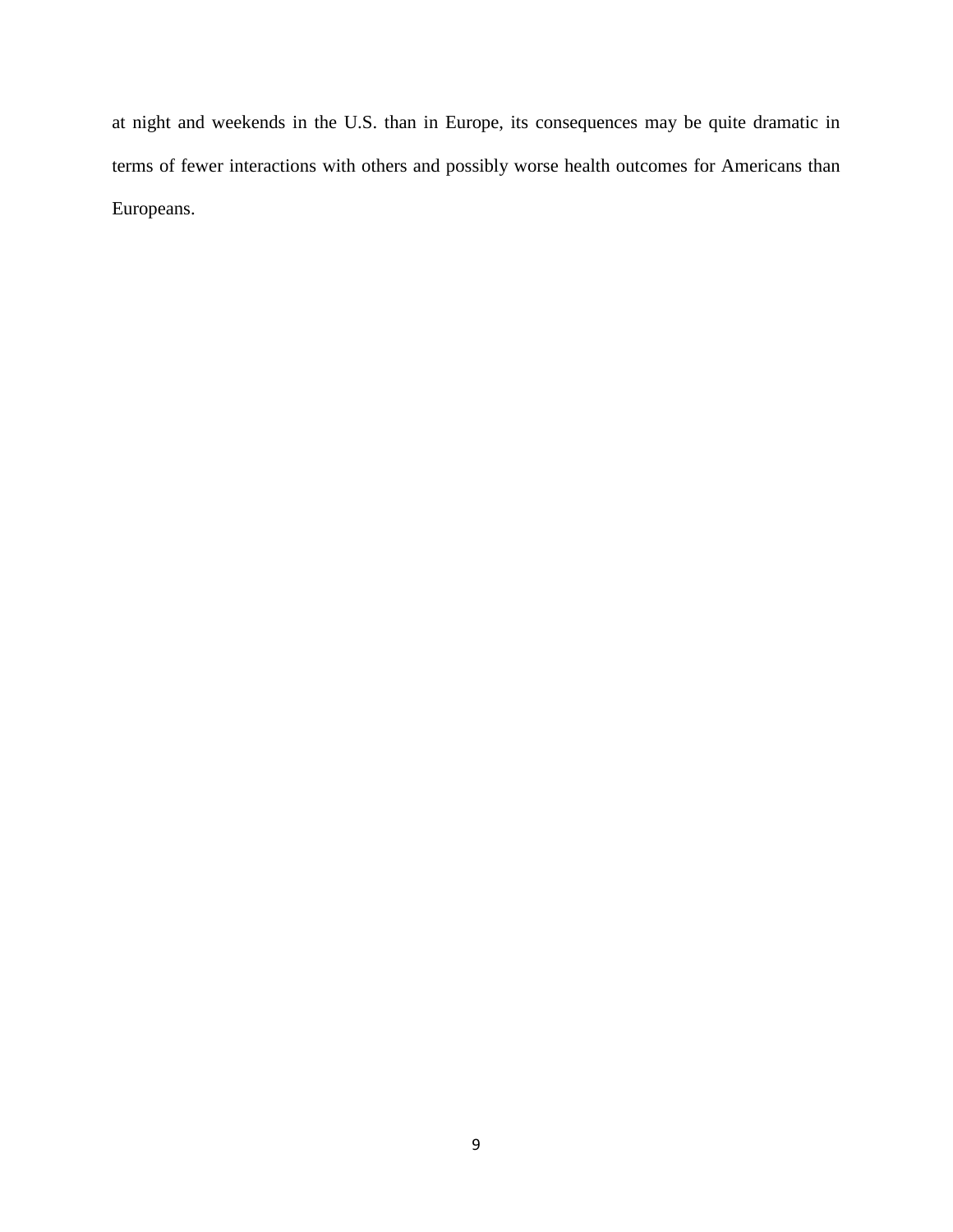at night and weekends in the U.S. than in Europe, its consequences may be quite dramatic in terms of fewer interactions with others and possibly worse health outcomes for Americans than Europeans.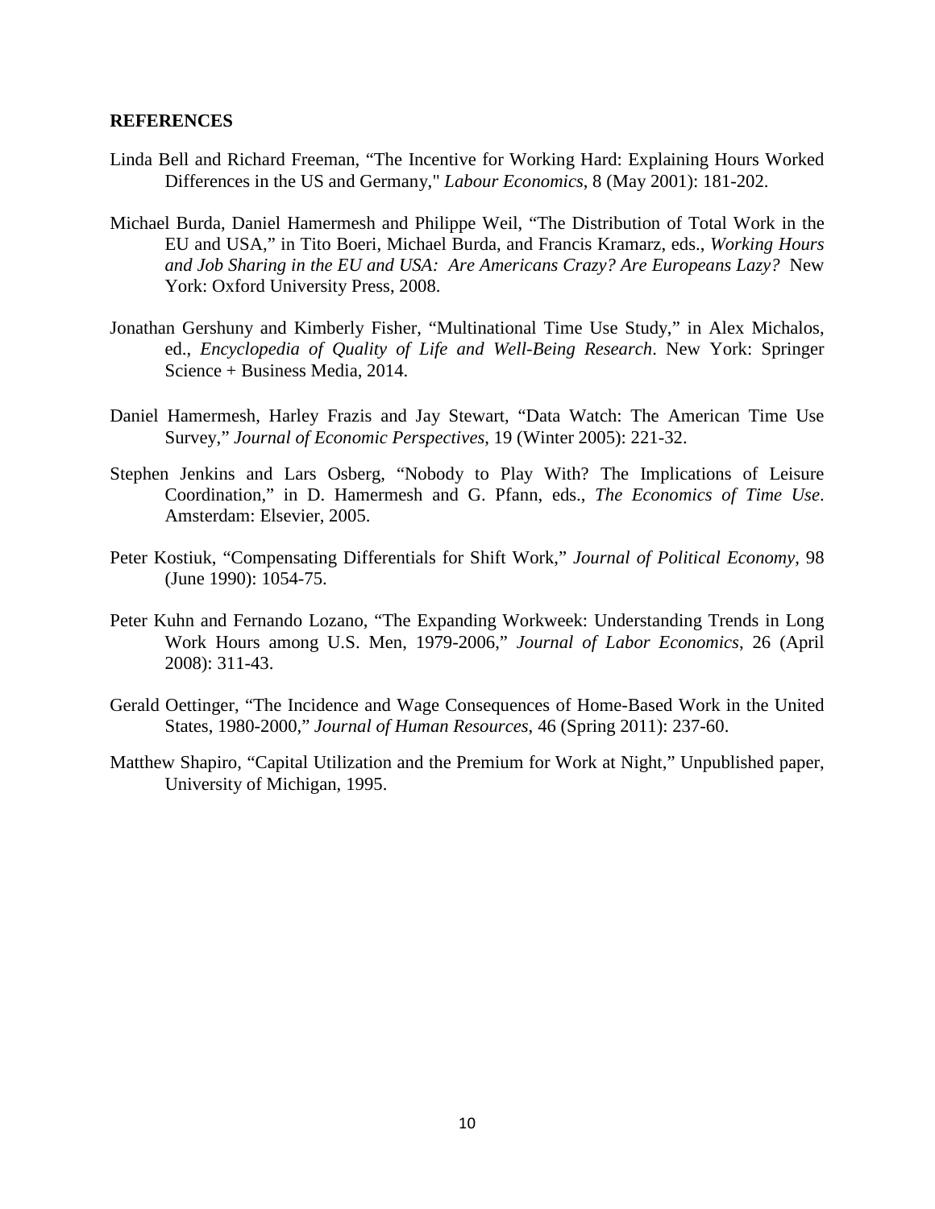**REFERENCES**

Linda Bell and Richard Freeman, "The Incentive for Working Hard: Explaining Hours Worked Differences in the US and Germany," *Labour Economics*, 8 (May 2001): 181-202.

Michael Burda, Daniel Hamermesh and Philippe Weil, "The Distribution of Total Work in the EU and USA," in Tito Boeri, Michael Burda, and Francis Kramarz, eds., *Working Hours and Job Sharing in the EU and USA: Are Americans Crazy? Are Europeans Lazy?* New York: Oxford University Press, 2008.

Jonathan Gershuny and Kimberly Fisher, "Multinational Time Use Study," in Alex Michalos, ed., *Encyclopedia of Quality of Life and Well-Being Research*. New York: Springer Science + Business Media, 2014.

Daniel Hamermesh, Harley Frazis and Jay Stewart, "Data Watch: The American Time Use Survey," *Journal of Economic Perspectives*, 19 (Winter 2005): 221-32.

Stephen Jenkins and Lars Osberg, "Nobody to Play With? The Implications of Leisure Coordination," in D. Hamermesh and G. Pfann, eds., *The Economics of Time Use*. Amsterdam: Elsevier, 2005.

Peter Kostiuk, "Compensating Differentials for Shift Work," *Journal of Political Economy*, 98 (June 1990): 1054-75.

Peter Kuhn and Fernando Lozano, "The Expanding Workweek: Understanding Trends in Long Work Hours among U.S. Men, 1979-2006," *Journal of Labor Economics*, 26 (April 2008): 311-43.

Gerald Oettinger, "The Incidence and Wage Consequences of Home-Based Work in the United States, 1980-2000," *Journal of Human Resources*, 46 (Spring 2011): 237-60.

Matthew Shapiro, "Capital Utilization and the Premium for Work at Night," Unpublished paper, University of Michigan, 1995.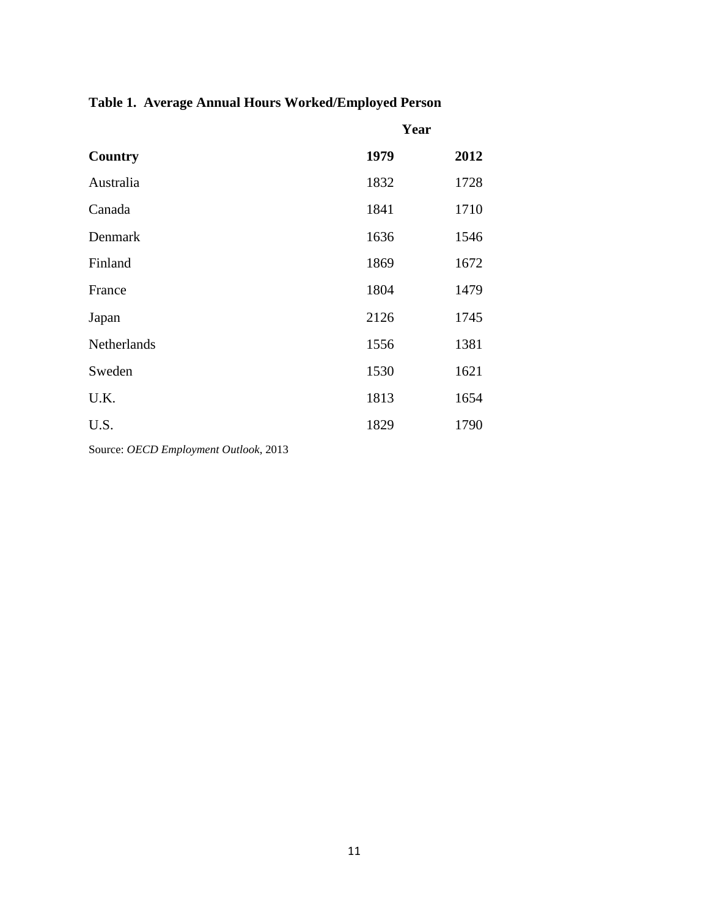**Table 1. Average Annual Hours Worked/Employed Person**

| | Year | |
|---|---|---|
| **Country** | **1979** | **2012** |
| Australia | 1832 | 1728 |
| Canada | 1841 | 1710 |
| Denmark | 1636 | 1546 |
| Finland | 1869 | 1672 |
| France | 1804 | 1479 |
| Japan | 2126 | 1745 |
| Netherlands | 1556 | 1381 |
| Sweden | 1530 | 1621 |
| U.K. | 1813 | 1654 |
| U.S. | 1829 | 1790 |

Source: *OECD Employment Outlook*, 2013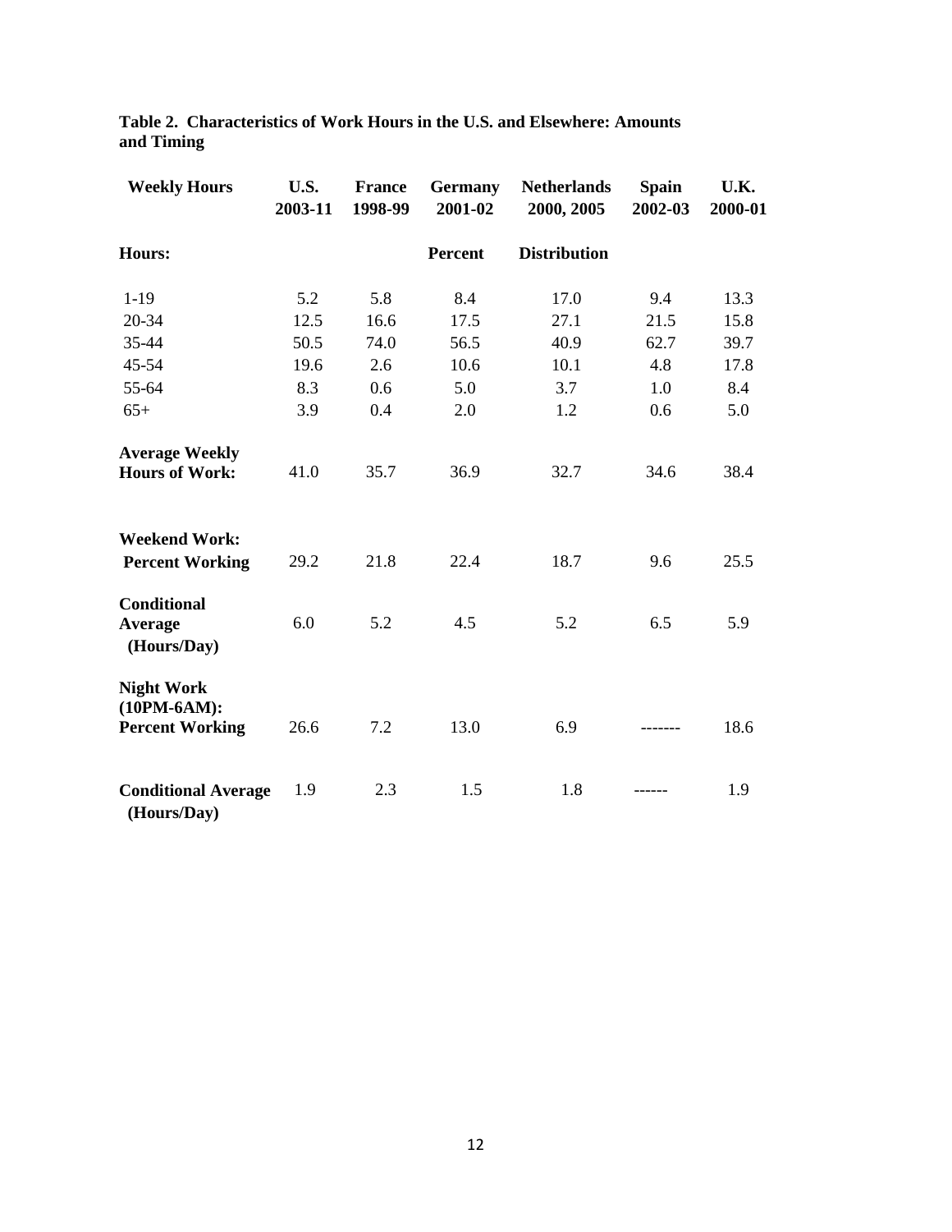**Table 2. Characteristics of Work Hours in the U.S. and Elsewhere: Amounts and Timing**

| Weekly Hours | U.S. 2003-11 | France 1998-99 | Germany 2001-02 | Netherlands 2000, 2005 | Spain 2002-03 | U.K. 2000-01 |
|---|---|---|---|---|---|---|
| **Hours:** | | | **Percent** | **Distribution** | | |
| 1-19 | 5.2 | 5.8 | 8.4 | 17.0 | 9.4 | 13.3 |
| 20-34 | 12.5 | 16.6 | 17.5 | 27.1 | 21.5 | 15.8 |
| 35-44 | 50.5 | 74.0 | 56.5 | 40.9 | 62.7 | 39.7 |
| 45-54 | 19.6 | 2.6 | 10.6 | 10.1 | 4.8 | 17.8 |
| 55-64 | 8.3 | 0.6 | 5.0 | 3.7 | 1.0 | 8.4 |
| 65+ | 3.9 | 0.4 | 2.0 | 1.2 | 0.6 | 5.0 |
| **Average Weekly Hours of Work:** | 41.0 | 35.7 | 36.9 | 32.7 | 34.6 | 38.4 |
| **Weekend Work:** | | | | | | |
| **Percent Working** | 29.2 | 21.8 | 22.4 | 18.7 | 9.6 | 25.5 |
| **Conditional Average (Hours/Day)** | 6.0 | 5.2 | 4.5 | 5.2 | 6.5 | 5.9 |
| **Night Work (10PM-6AM):** | | | | | | |
| **Percent Working** | 26.6 | 7.2 | 13.0 | 6.9 | ------- | 18.6 |
| **Conditional Average (Hours/Day)** | 1.9 | 2.3 | 1.5 | 1.8 | ------ | 1.9 |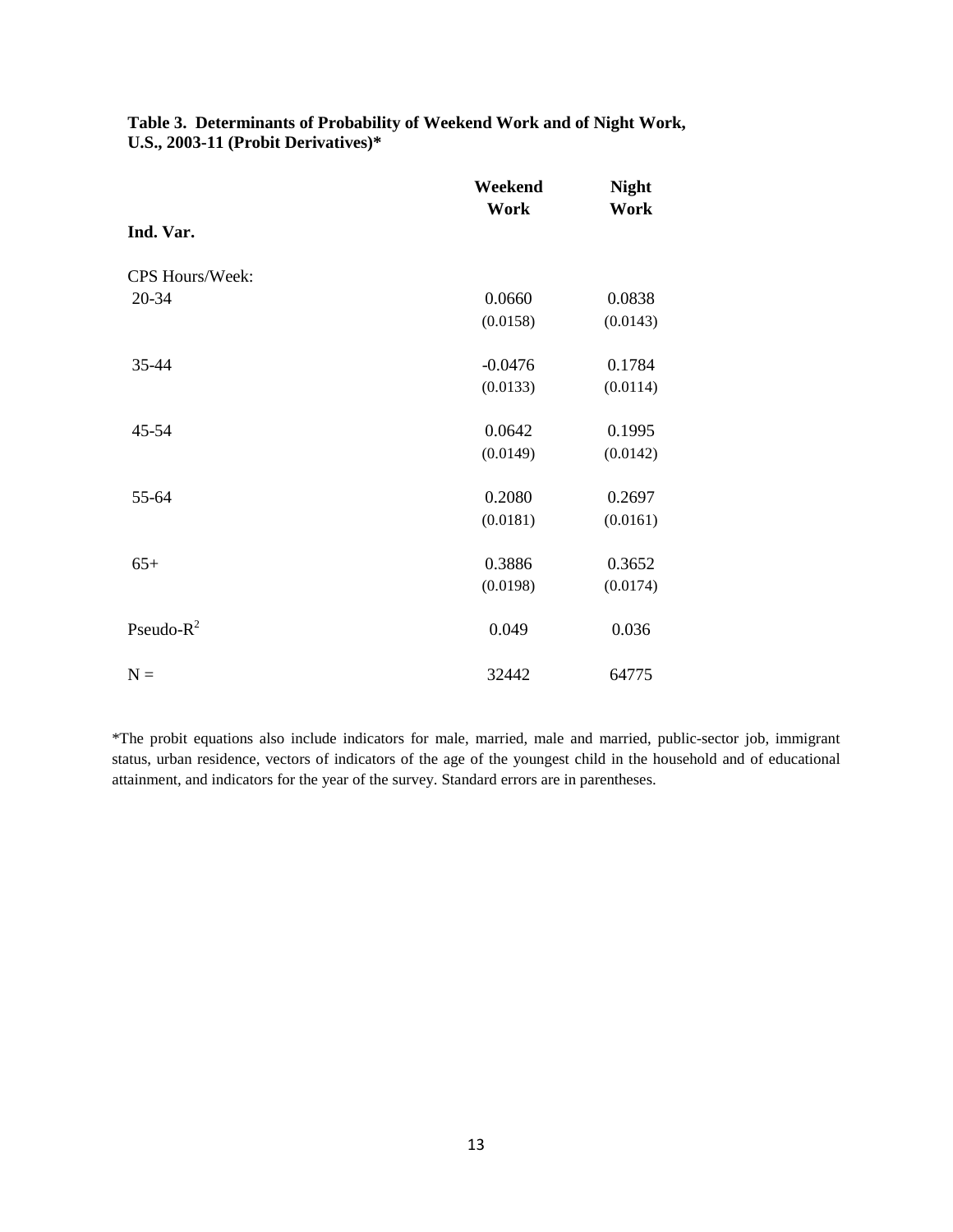**Table 3. Determinants of Probability of Weekend Work and of Night Work, U.S., 2003-11 (Probit Derivatives)***

| Ind. Var. | Weekend Work | Night Work |
|---|---|---|
| CPS Hours/Week: | | |
| 20-34 | 0.0660 | 0.0838 |
| | (0.0158) | (0.0143) |
| 35-44 | -0.0476 | 0.1784 |
| | (0.0133) | (0.0114) |
| 45-54 | 0.0642 | 0.1995 |
| | (0.0149) | (0.0142) |
| 55-64 | 0.2080 | 0.2697 |
| | (0.0181) | (0.0161) |
| 65+ | 0.3886 | 0.3652 |
| | (0.0198) | (0.0174) |
| Pseudo-$R^2$ | 0.049 | 0.036 |
| N = | 32442 | 64775 |

*The probit equations also include indicators for male, married, male and married, public-sector job, immigrant status, urban residence, vectors of indicators of the age of the youngest child in the household and of educational attainment, and indicators for the year of the survey. Standard errors are in parentheses.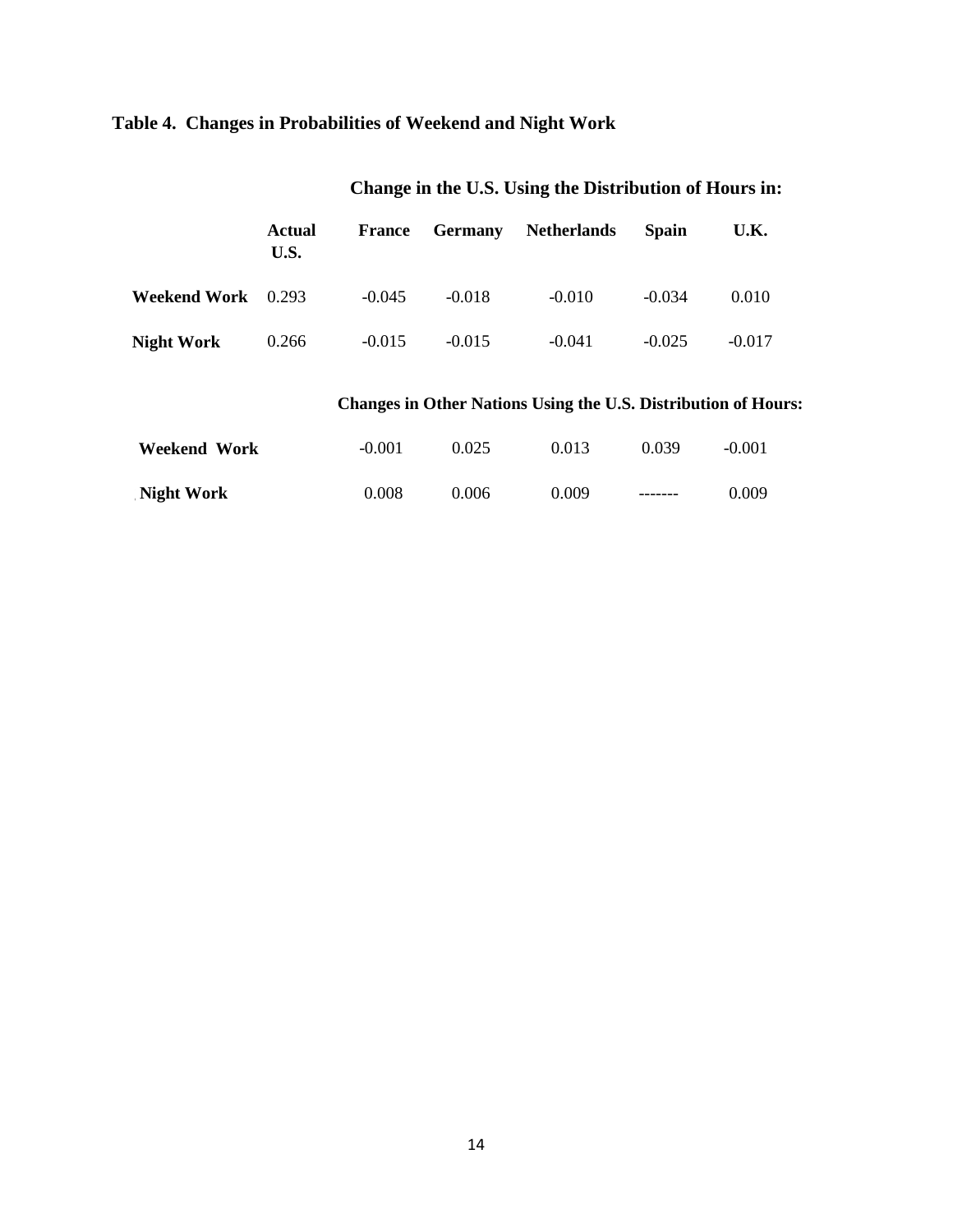**Table 4. Changes in Probabilities of Weekend and Night Work**

| | | Change in the U.S. Using the Distribution of Hours in: | | | | |
|---|---|---|---|---|---|---|
| | **Actual U.S.** | **France** | **Germany** | **Netherlands** | **Spain** | **U.K.** |
| **Weekend Work** | 0.293 | -0.045 | -0.018 | -0.010 | -0.034 | 0.010 |
| **Night Work** | 0.266 | -0.015 | -0.015 | -0.041 | -0.025 | -0.017 |
| | | **Changes in Other Nations Using the U.S. Distribution of Hours:** | | | | |
| **Weekend Work** | | -0.001 | 0.025 | 0.013 | 0.039 | -0.001 |
| **Night Work** | | 0.008 | 0.006 | 0.009 | ------- | 0.009 |